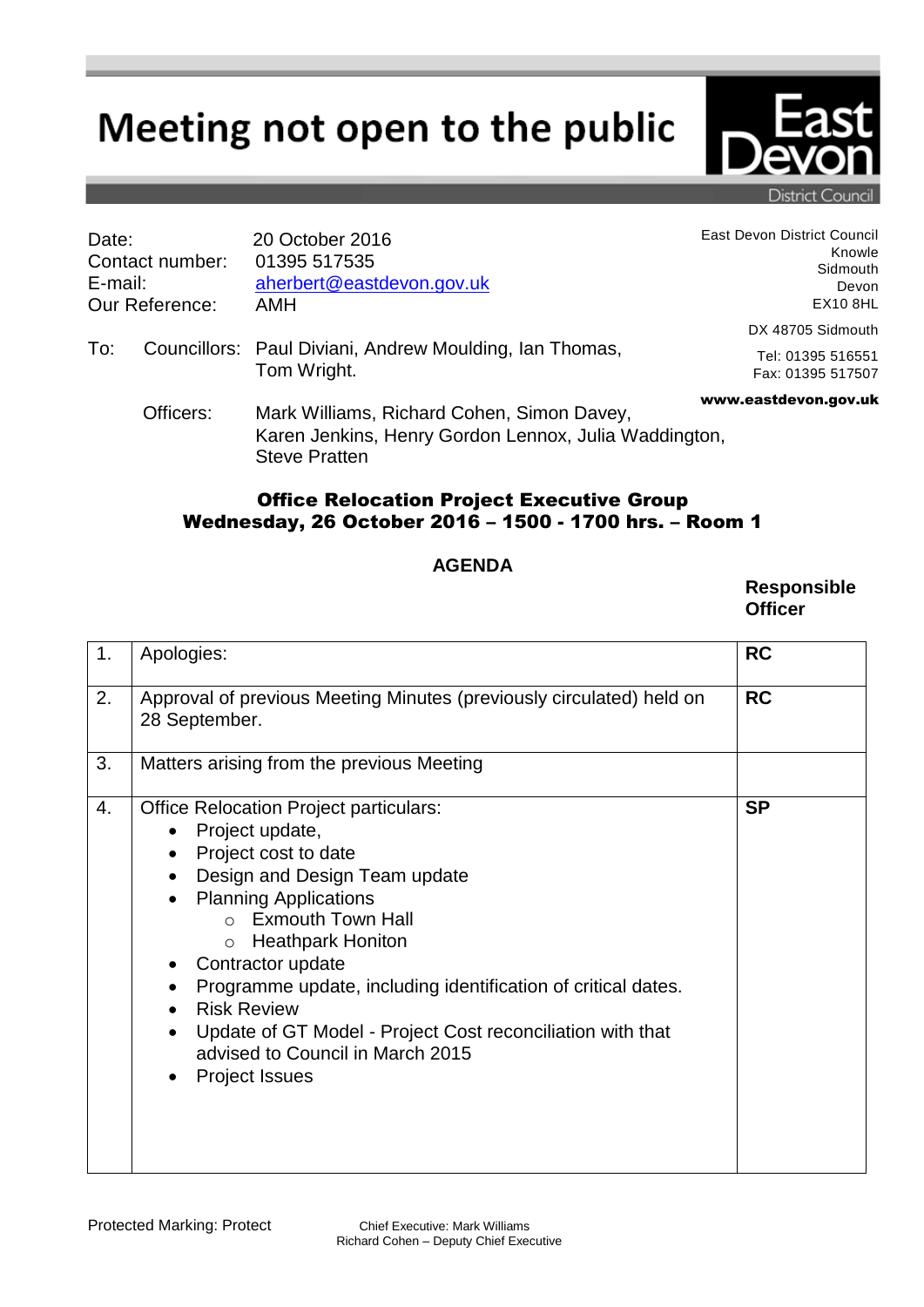# Meeting not open to the public

East Devon District Council

Date: 20 October 2016
Contact number: 01395 517535
E-mail: aherbert@eastdevon.gov.uk
Our Reference: AMH

East Devon District Council
Knowle
Sidmouth
Devon
EX10 8HL

DX 48705 Sidmouth

Tel: 01395 516551
Fax: 01395 517507

www.eastdevon.gov.uk

To: Councillors: Paul Diviani, Andrew Moulding, Ian Thomas, Tom Wright.

Officers: Mark Williams, Richard Cohen, Simon Davey, Karen Jenkins, Henry Gordon Lennox, Julia Waddington, Steve Pratten

## Office Relocation Project Executive Group
## Wednesday, 26 October 2016 – 1500 - 1700 hrs. – Room 1

### AGENDA

| | | Responsible Officer |
|---|---|---|
| 1. | Apologies: | **RC** |
| 2. | Approval of previous Meeting Minutes (previously circulated) held on 28 September. | **RC** |
| 3. | Matters arising from the previous Meeting | |
| 4. | Office Relocation Project particulars:<br>• Project update,<br>• Project cost to date<br>• Design and Design Team update<br>• Planning Applications<br>  ○ Exmouth Town Hall<br>  ○ Heathpark Honiton<br>• Contractor update<br>• Programme update, including identification of critical dates.<br>• Risk Review<br>• Update of GT Model - Project Cost reconciliation with that advised to Council in March 2015<br>• Project Issues | **SP** |

Protected Marking: Protect

Chief Executive: Mark Williams
Richard Cohen – Deputy Chief Executive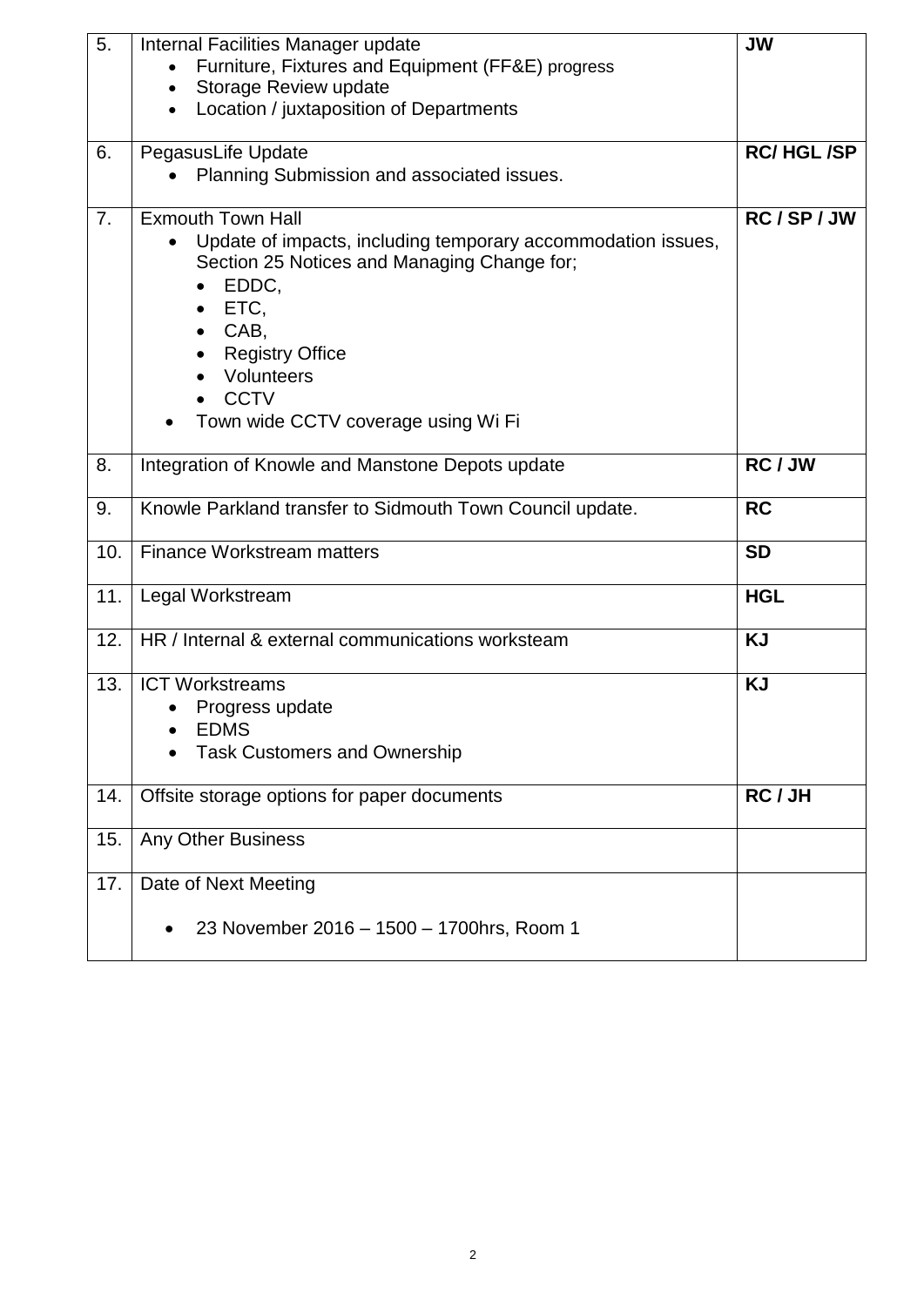| | | |
|---|---|---|
| 5. | Internal Facilities Manager update<br>• Furniture, Fixtures and Equipment (FF&E) progress<br>• Storage Review update<br>• Location / juxtaposition of Departments | **JW** |
| 6. | PegasusLife Update<br>• Planning Submission and associated issues. | **RC/ HGL /SP** |
| 7. | Exmouth Town Hall<br>• Update of impacts, including temporary accommodation issues, Section 25 Notices and Managing Change for;<br>  • EDDC,<br>  • ETC,<br>  • CAB,<br>  • Registry Office<br>  • Volunteers<br>  • CCTV<br>• Town wide CCTV coverage using Wi Fi | **RC / SP / JW** |
| 8. | Integration of Knowle and Manstone Depots update | **RC / JW** |
| 9. | Knowle Parkland transfer to Sidmouth Town Council update. | **RC** |
| 10. | Finance Workstream matters | **SD** |
| 11. | Legal Workstream | **HGL** |
| 12. | HR / Internal & external communications worksteam | **KJ** |
| 13. | ICT Workstreams<br>• Progress update<br>• EDMS<br>• Task Customers and Ownership | **KJ** |
| 14. | Offsite storage options for paper documents | **RC / JH** |
| 15. | Any Other Business | |
| 17. | Date of Next Meeting<br>• 23 November 2016 – 1500 – 1700hrs, Room 1 | |